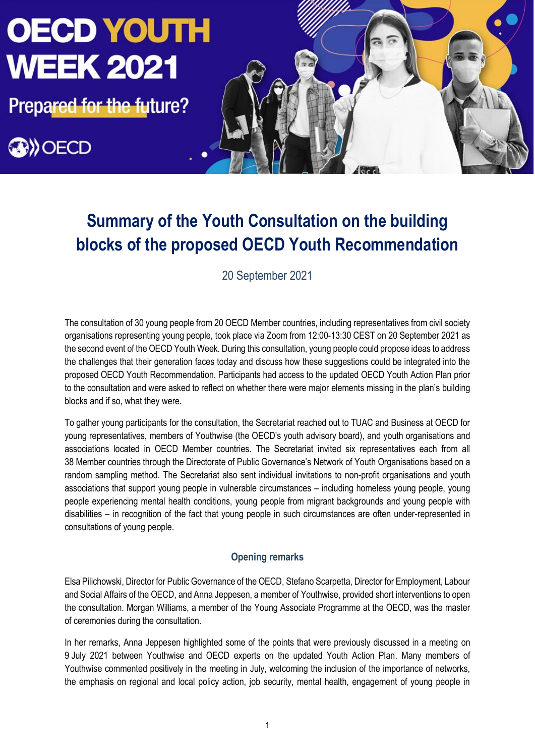OECD YOUTH WEEK 2021

Prepared for the future?

# Summary of the Youth Consultation on the building blocks of the proposed OECD Youth Recommendation

20 September 2021

The consultation of 30 young people from 20 OECD Member countries, including representatives from civil society organisations representing young people, took place via Zoom from 12:00-13:30 CEST on 20 September 2021 as the second event of the OECD Youth Week. During this consultation, young people could propose ideas to address the challenges that their generation faces today and discuss how these suggestions could be integrated into the proposed OECD Youth Recommendation. Participants had access to the updated OECD Youth Action Plan prior to the consultation and were asked to reflect on whether there were major elements missing in the plan's building blocks and if so, what they were.

To gather young participants for the consultation, the Secretariat reached out to TUAC and Business at OECD for young representatives, members of Youthwise (the OECD's youth advisory board), and youth organisations and associations located in OECD Member countries. The Secretariat invited six representatives each from all 38 Member countries through the Directorate of Public Governance's Network of Youth Organisations based on a random sampling method. The Secretariat also sent individual invitations to non-profit organisations and youth associations that support young people in vulnerable circumstances – including homeless young people, young people experiencing mental health conditions, young people from migrant backgrounds and young people with disabilities – in recognition of the fact that young people in such circumstances are often under-represented in consultations of young people.

## Opening remarks

Elsa Pilichowski, Director for Public Governance of the OECD, Stefano Scarpetta, Director for Employment, Labour and Social Affairs of the OECD, and Anna Jeppesen, a member of Youthwise, provided short interventions to open the consultation. Morgan Williams, a member of the Young Associate Programme at the OECD, was the master of ceremonies during the consultation.

In her remarks, Anna Jeppesen highlighted some of the points that were previously discussed in a meeting on 9 July 2021 between Youthwise and OECD experts on the updated Youth Action Plan. Many members of Youthwise commented positively in the meeting in July, welcoming the inclusion of the importance of networks, the emphasis on regional and local policy action, job security, mental health, engagement of young people in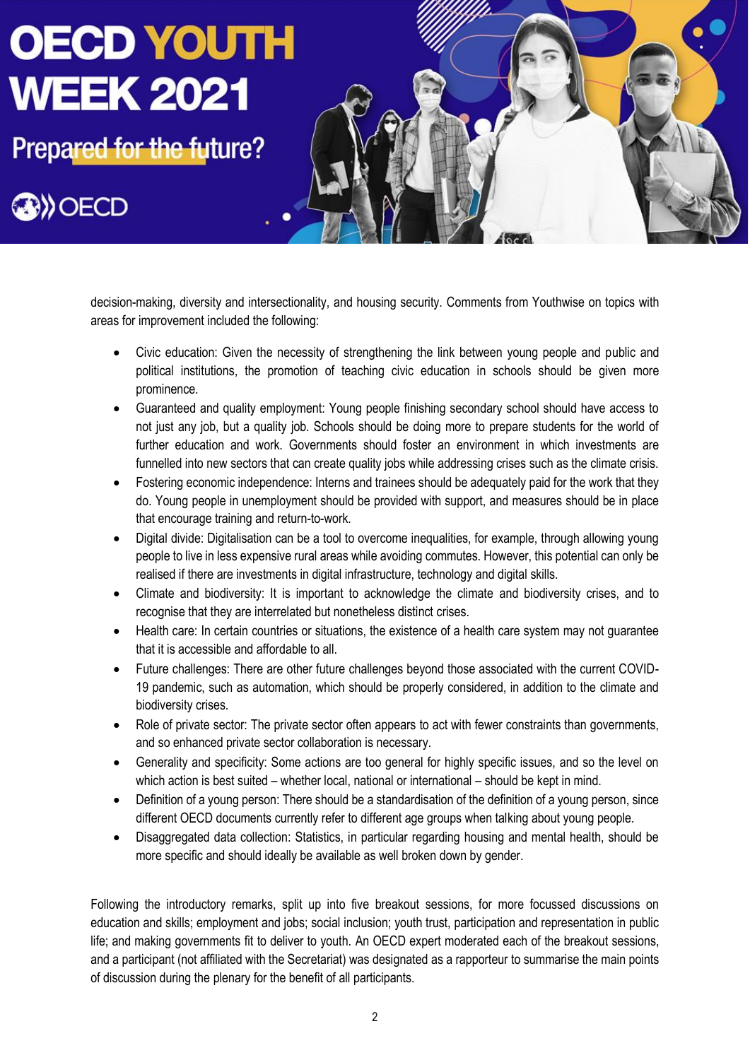decision-making, diversity and intersectionality, and housing security. Comments from Youthwise on topics with areas for improvement included the following:

- Civic education: Given the necessity of strengthening the link between young people and public and political institutions, the promotion of teaching civic education in schools should be given more prominence.
- Guaranteed and quality employment: Young people finishing secondary school should have access to not just any job, but a quality job. Schools should be doing more to prepare students for the world of further education and work. Governments should foster an environment in which investments are funnelled into new sectors that can create quality jobs while addressing crises such as the climate crisis.
- Fostering economic independence: Interns and trainees should be adequately paid for the work that they do. Young people in unemployment should be provided with support, and measures should be in place that encourage training and return-to-work.
- Digital divide: Digitalisation can be a tool to overcome inequalities, for example, through allowing young people to live in less expensive rural areas while avoiding commutes. However, this potential can only be realised if there are investments in digital infrastructure, technology and digital skills.
- Climate and biodiversity: It is important to acknowledge the climate and biodiversity crises, and to recognise that they are interrelated but nonetheless distinct crises.
- Health care: In certain countries or situations, the existence of a health care system may not guarantee that it is accessible and affordable to all.
- Future challenges: There are other future challenges beyond those associated with the current COVID-19 pandemic, such as automation, which should be properly considered, in addition to the climate and biodiversity crises.
- Role of private sector: The private sector often appears to act with fewer constraints than governments, and so enhanced private sector collaboration is necessary.
- Generality and specificity: Some actions are too general for highly specific issues, and so the level on which action is best suited – whether local, national or international – should be kept in mind.
- Definition of a young person: There should be a standardisation of the definition of a young person, since different OECD documents currently refer to different age groups when talking about young people.
- Disaggregated data collection: Statistics, in particular regarding housing and mental health, should be more specific and should ideally be available as well broken down by gender.

Following the introductory remarks, split up into five breakout sessions, for more focussed discussions on education and skills; employment and jobs; social inclusion; youth trust, participation and representation in public life; and making governments fit to deliver to youth. An OECD expert moderated each of the breakout sessions, and a participant (not affiliated with the Secretariat) was designated as a rapporteur to summarise the main points of discussion during the plenary for the benefit of all participants.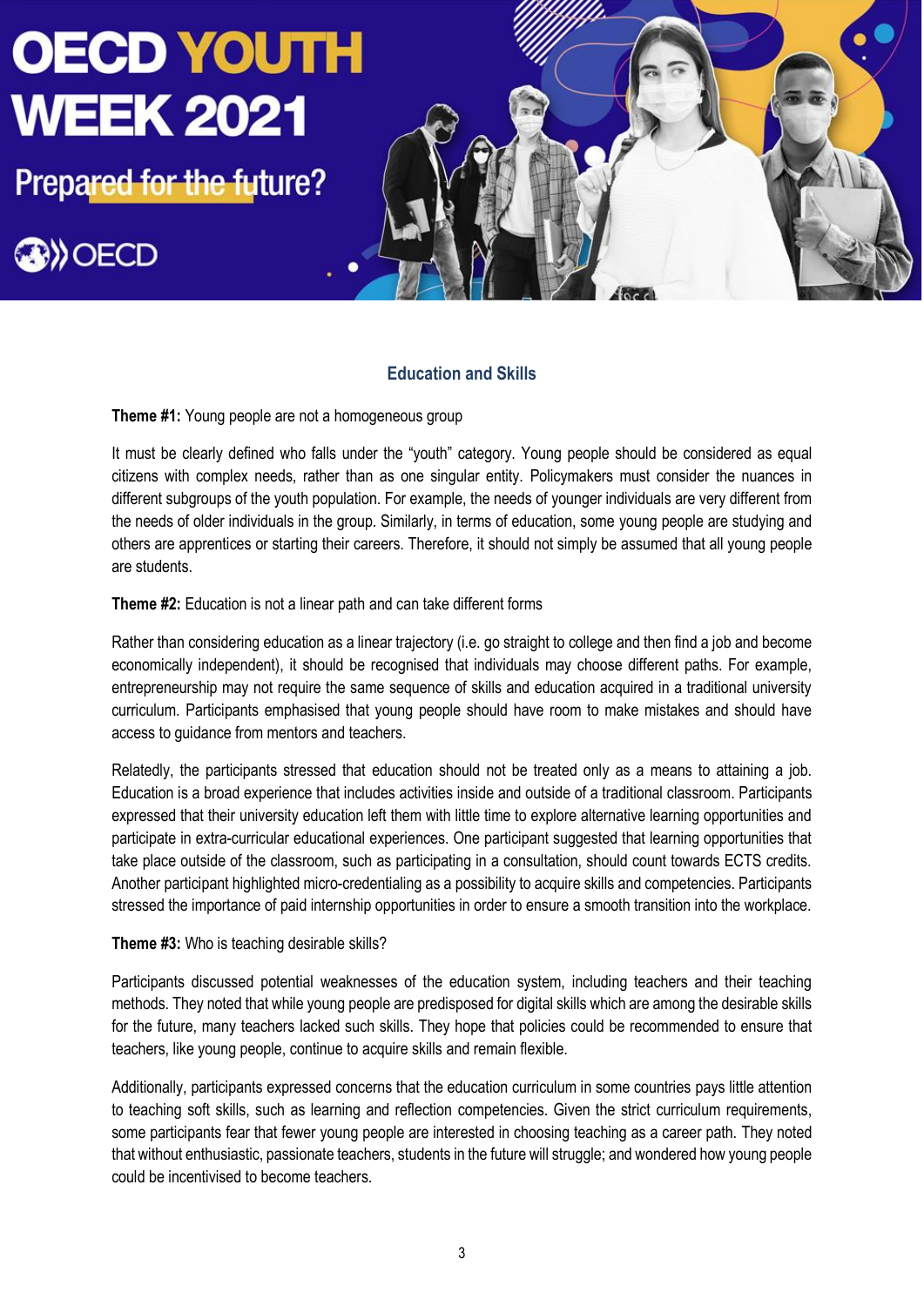## Education and Skills

**Theme #1:** Young people are not a homogeneous group

It must be clearly defined who falls under the "youth" category. Young people should be considered as equal citizens with complex needs, rather than as one singular entity. Policymakers must consider the nuances in different subgroups of the youth population. For example, the needs of younger individuals are very different from the needs of older individuals in the group. Similarly, in terms of education, some young people are studying and others are apprentices or starting their careers. Therefore, it should not simply be assumed that all young people are students.

**Theme #2:** Education is not a linear path and can take different forms

Rather than considering education as a linear trajectory (i.e. go straight to college and then find a job and become economically independent), it should be recognised that individuals may choose different paths. For example, entrepreneurship may not require the same sequence of skills and education acquired in a traditional university curriculum. Participants emphasised that young people should have room to make mistakes and should have access to guidance from mentors and teachers.

Relatedly, the participants stressed that education should not be treated only as a means to attaining a job. Education is a broad experience that includes activities inside and outside of a traditional classroom. Participants expressed that their university education left them with little time to explore alternative learning opportunities and participate in extra-curricular educational experiences. One participant suggested that learning opportunities that take place outside of the classroom, such as participating in a consultation, should count towards ECTS credits. Another participant highlighted micro-credentialing as a possibility to acquire skills and competencies. Participants stressed the importance of paid internship opportunities in order to ensure a smooth transition into the workplace.

**Theme #3:** Who is teaching desirable skills?

Participants discussed potential weaknesses of the education system, including teachers and their teaching methods. They noted that while young people are predisposed for digital skills which are among the desirable skills for the future, many teachers lacked such skills. They hope that policies could be recommended to ensure that teachers, like young people, continue to acquire skills and remain flexible.

Additionally, participants expressed concerns that the education curriculum in some countries pays little attention to teaching soft skills, such as learning and reflection competencies. Given the strict curriculum requirements, some participants fear that fewer young people are interested in choosing teaching as a career path. They noted that without enthusiastic, passionate teachers, students in the future will struggle; and wondered how young people could be incentivised to become teachers.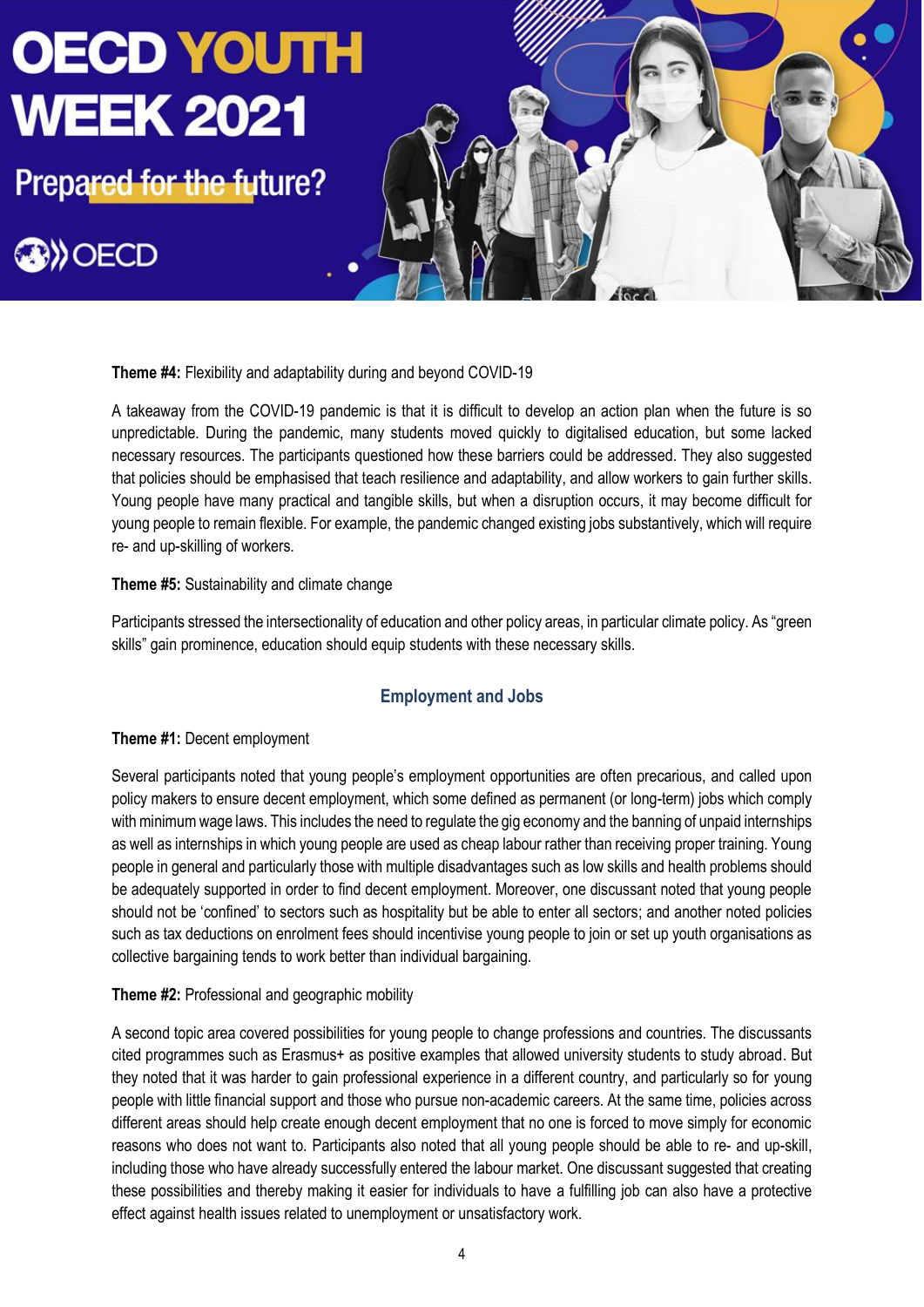**Theme #4:** Flexibility and adaptability during and beyond COVID-19

A takeaway from the COVID-19 pandemic is that it is difficult to develop an action plan when the future is so unpredictable. During the pandemic, many students moved quickly to digitalised education, but some lacked necessary resources. The participants questioned how these barriers could be addressed. They also suggested that policies should be emphasised that teach resilience and adaptability, and allow workers to gain further skills. Young people have many practical and tangible skills, but when a disruption occurs, it may become difficult for young people to remain flexible. For example, the pandemic changed existing jobs substantively, which will require re- and up-skilling of workers.

**Theme #5:** Sustainability and climate change

Participants stressed the intersectionality of education and other policy areas, in particular climate policy. As "green skills" gain prominence, education should equip students with these necessary skills.

## Employment and Jobs

**Theme #1:** Decent employment

Several participants noted that young people's employment opportunities are often precarious, and called upon policy makers to ensure decent employment, which some defined as permanent (or long-term) jobs which comply with minimum wage laws. This includes the need to regulate the gig economy and the banning of unpaid internships as well as internships in which young people are used as cheap labour rather than receiving proper training. Young people in general and particularly those with multiple disadvantages such as low skills and health problems should be adequately supported in order to find decent employment. Moreover, one discussant noted that young people should not be 'confined' to sectors such as hospitality but be able to enter all sectors; and another noted policies such as tax deductions on enrolment fees should incentivise young people to join or set up youth organisations as collective bargaining tends to work better than individual bargaining.

**Theme #2:** Professional and geographic mobility

A second topic area covered possibilities for young people to change professions and countries. The discussants cited programmes such as Erasmus+ as positive examples that allowed university students to study abroad. But they noted that it was harder to gain professional experience in a different country, and particularly so for young people with little financial support and those who pursue non-academic careers. At the same time, policies across different areas should help create enough decent employment that no one is forced to move simply for economic reasons who does not want to. Participants also noted that all young people should be able to re- and up-skill, including those who have already successfully entered the labour market. One discussant suggested that creating these possibilities and thereby making it easier for individuals to have a fulfilling job can also have a protective effect against health issues related to unemployment or unsatisfactory work.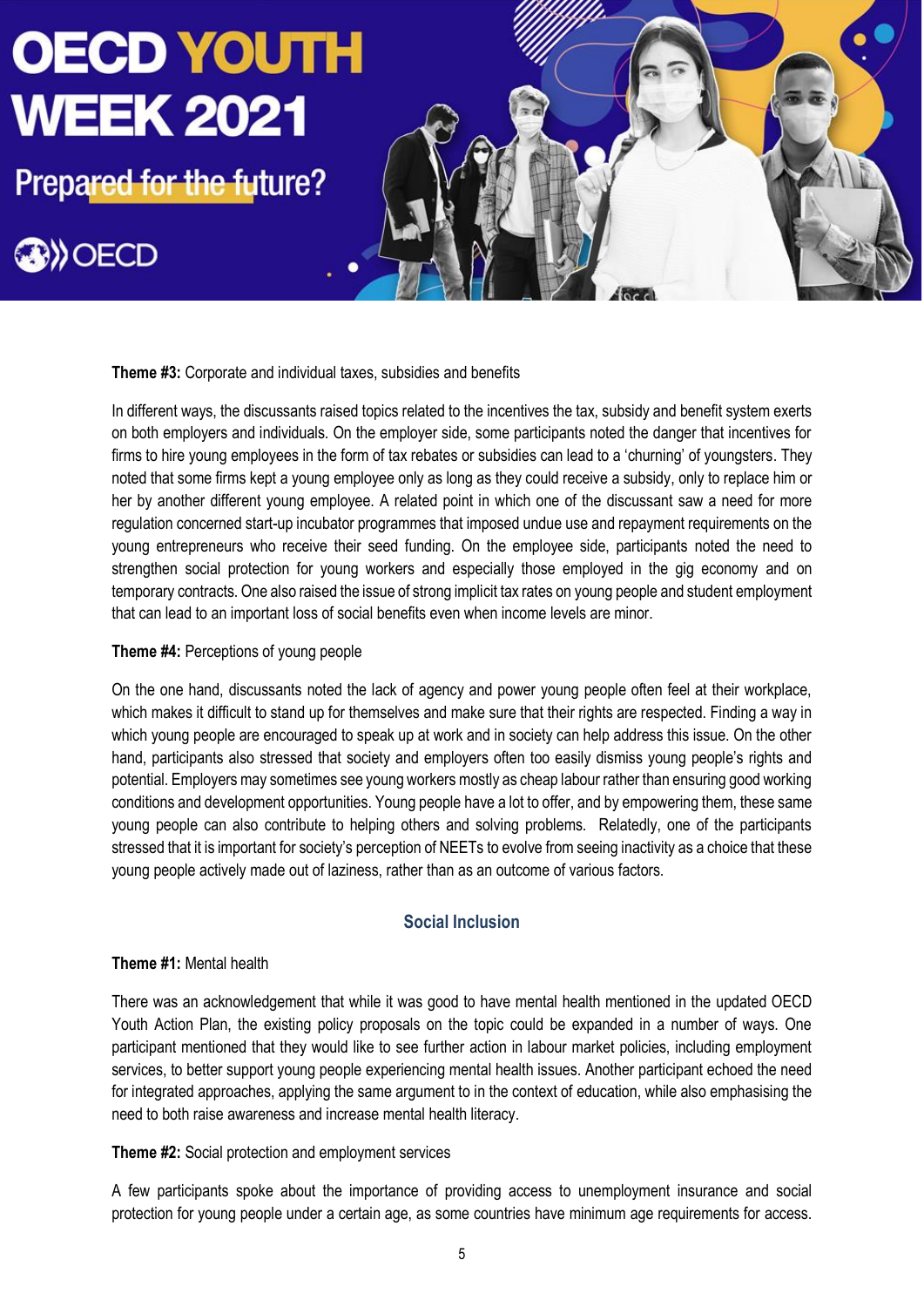**Theme #3:** Corporate and individual taxes, subsidies and benefits

In different ways, the discussants raised topics related to the incentives the tax, subsidy and benefit system exerts on both employers and individuals. On the employer side, some participants noted the danger that incentives for firms to hire young employees in the form of tax rebates or subsidies can lead to a 'churning' of youngsters. They noted that some firms kept a young employee only as long as they could receive a subsidy, only to replace him or her by another different young employee. A related point in which one of the discussant saw a need for more regulation concerned start-up incubator programmes that imposed undue use and repayment requirements on the young entrepreneurs who receive their seed funding. On the employee side, participants noted the need to strengthen social protection for young workers and especially those employed in the gig economy and on temporary contracts. One also raised the issue of strong implicit tax rates on young people and student employment that can lead to an important loss of social benefits even when income levels are minor.

**Theme #4:** Perceptions of young people

On the one hand, discussants noted the lack of agency and power young people often feel at their workplace, which makes it difficult to stand up for themselves and make sure that their rights are respected. Finding a way in which young people are encouraged to speak up at work and in society can help address this issue. On the other hand, participants also stressed that society and employers often too easily dismiss young people's rights and potential. Employers may sometimes see young workers mostly as cheap labour rather than ensuring good working conditions and development opportunities. Young people have a lot to offer, and by empowering them, these same young people can also contribute to helping others and solving problems. Relatedly, one of the participants stressed that it is important for society's perception of NEETs to evolve from seeing inactivity as a choice that these young people actively made out of laziness, rather than as an outcome of various factors.

## Social Inclusion

**Theme #1:** Mental health

There was an acknowledgement that while it was good to have mental health mentioned in the updated OECD Youth Action Plan, the existing policy proposals on the topic could be expanded in a number of ways. One participant mentioned that they would like to see further action in labour market policies, including employment services, to better support young people experiencing mental health issues. Another participant echoed the need for integrated approaches, applying the same argument to in the context of education, while also emphasising the need to both raise awareness and increase mental health literacy.

**Theme #2:** Social protection and employment services

A few participants spoke about the importance of providing access to unemployment insurance and social protection for young people under a certain age, as some countries have minimum age requirements for access.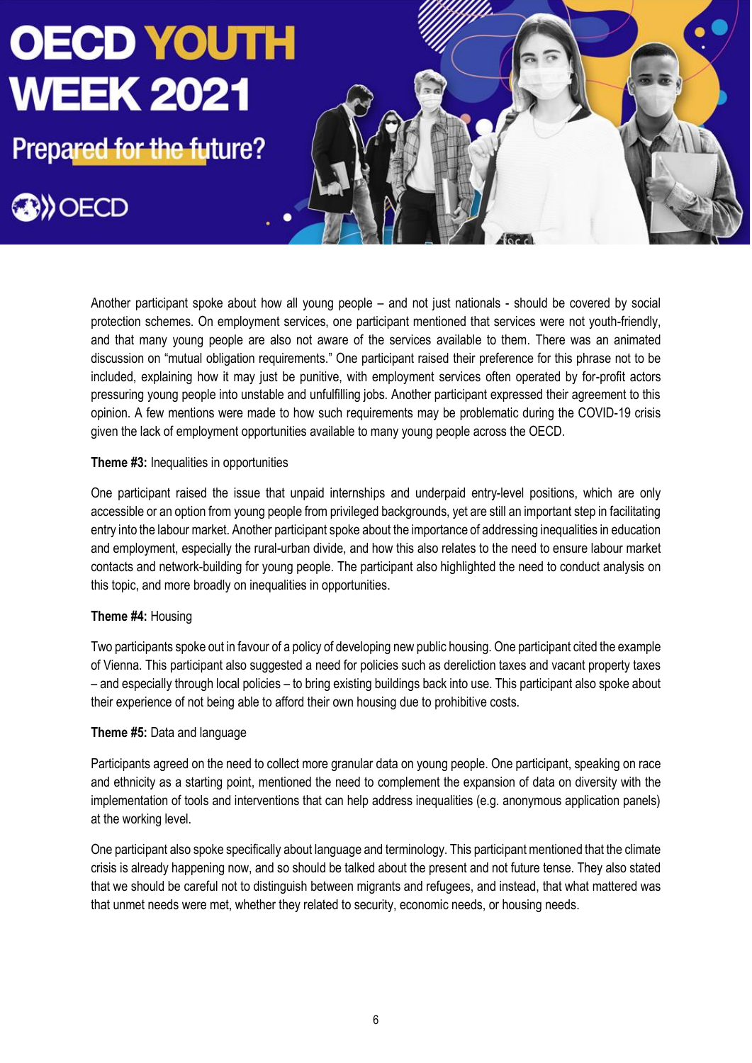Another participant spoke about how all young people – and not just nationals - should be covered by social protection schemes. On employment services, one participant mentioned that services were not youth-friendly, and that many young people are also not aware of the services available to them. There was an animated discussion on "mutual obligation requirements." One participant raised their preference for this phrase not to be included, explaining how it may just be punitive, with employment services often operated by for-profit actors pressuring young people into unstable and unfulfilling jobs. Another participant expressed their agreement to this opinion. A few mentions were made to how such requirements may be problematic during the COVID-19 crisis given the lack of employment opportunities available to many young people across the OECD.

**Theme #3:** Inequalities in opportunities

One participant raised the issue that unpaid internships and underpaid entry-level positions, which are only accessible or an option from young people from privileged backgrounds, yet are still an important step in facilitating entry into the labour market. Another participant spoke about the importance of addressing inequalities in education and employment, especially the rural-urban divide, and how this also relates to the need to ensure labour market contacts and network-building for young people. The participant also highlighted the need to conduct analysis on this topic, and more broadly on inequalities in opportunities.

**Theme #4:** Housing

Two participants spoke out in favour of a policy of developing new public housing. One participant cited the example of Vienna. This participant also suggested a need for policies such as dereliction taxes and vacant property taxes – and especially through local policies – to bring existing buildings back into use. This participant also spoke about their experience of not being able to afford their own housing due to prohibitive costs.

**Theme #5:** Data and language

Participants agreed on the need to collect more granular data on young people. One participant, speaking on race and ethnicity as a starting point, mentioned the need to complement the expansion of data on diversity with the implementation of tools and interventions that can help address inequalities (e.g. anonymous application panels) at the working level.

One participant also spoke specifically about language and terminology. This participant mentioned that the climate crisis is already happening now, and so should be talked about the present and not future tense. They also stated that we should be careful not to distinguish between migrants and refugees, and instead, that what mattered was that unmet needs were met, whether they related to security, economic needs, or housing needs.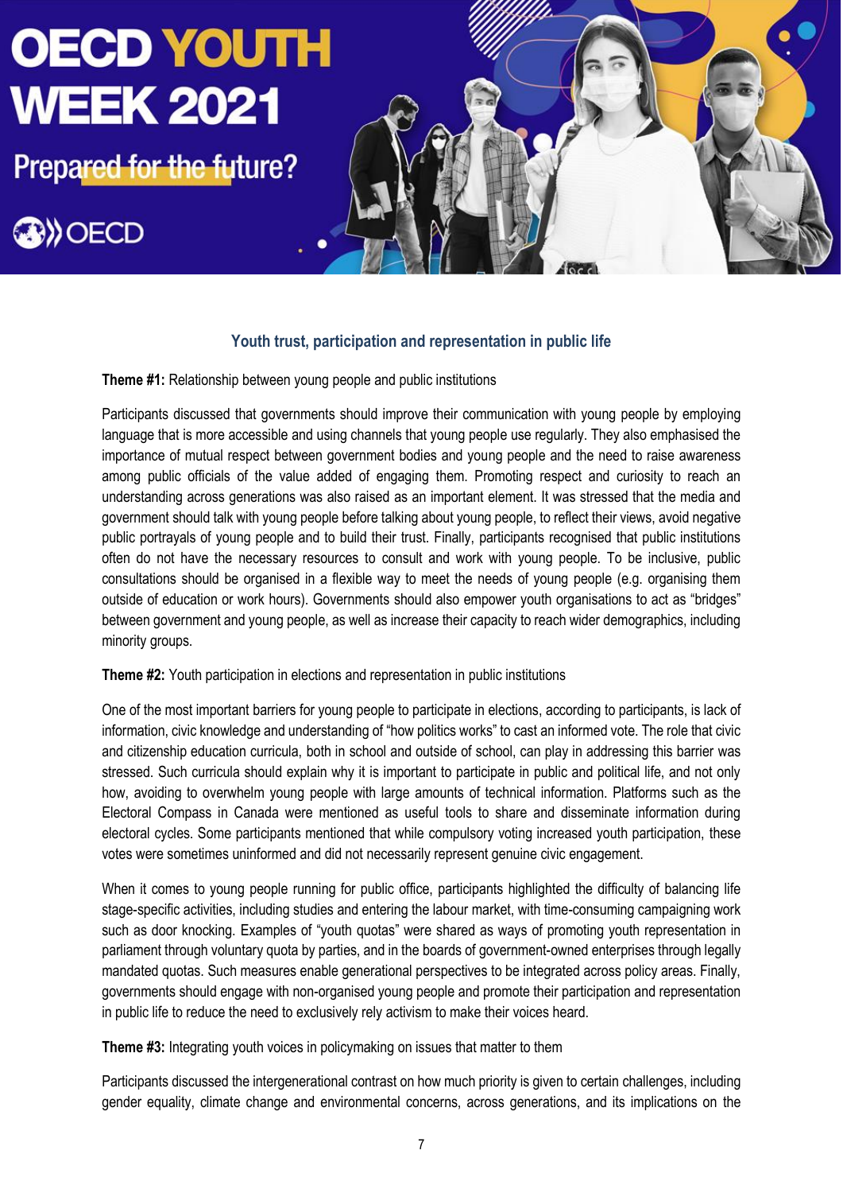## Youth trust, participation and representation in public life

**Theme #1:** Relationship between young people and public institutions

Participants discussed that governments should improve their communication with young people by employing language that is more accessible and using channels that young people use regularly. They also emphasised the importance of mutual respect between government bodies and young people and the need to raise awareness among public officials of the value added of engaging them. Promoting respect and curiosity to reach an understanding across generations was also raised as an important element. It was stressed that the media and government should talk with young people before talking about young people, to reflect their views, avoid negative public portrayals of young people and to build their trust. Finally, participants recognised that public institutions often do not have the necessary resources to consult and work with young people. To be inclusive, public consultations should be organised in a flexible way to meet the needs of young people (e.g. organising them outside of education or work hours). Governments should also empower youth organisations to act as "bridges" between government and young people, as well as increase their capacity to reach wider demographics, including minority groups.

**Theme #2:** Youth participation in elections and representation in public institutions

One of the most important barriers for young people to participate in elections, according to participants, is lack of information, civic knowledge and understanding of "how politics works" to cast an informed vote. The role that civic and citizenship education curricula, both in school and outside of school, can play in addressing this barrier was stressed. Such curricula should explain why it is important to participate in public and political life, and not only how, avoiding to overwhelm young people with large amounts of technical information. Platforms such as the Electoral Compass in Canada were mentioned as useful tools to share and disseminate information during electoral cycles. Some participants mentioned that while compulsory voting increased youth participation, these votes were sometimes uninformed and did not necessarily represent genuine civic engagement.

When it comes to young people running for public office, participants highlighted the difficulty of balancing life stage-specific activities, including studies and entering the labour market, with time-consuming campaigning work such as door knocking. Examples of "youth quotas" were shared as ways of promoting youth representation in parliament through voluntary quota by parties, and in the boards of government-owned enterprises through legally mandated quotas. Such measures enable generational perspectives to be integrated across policy areas. Finally, governments should engage with non-organised young people and promote their participation and representation in public life to reduce the need to exclusively rely activism to make their voices heard.

**Theme #3:** Integrating youth voices in policymaking on issues that matter to them

Participants discussed the intergenerational contrast on how much priority is given to certain challenges, including gender equality, climate change and environmental concerns, across generations, and its implications on the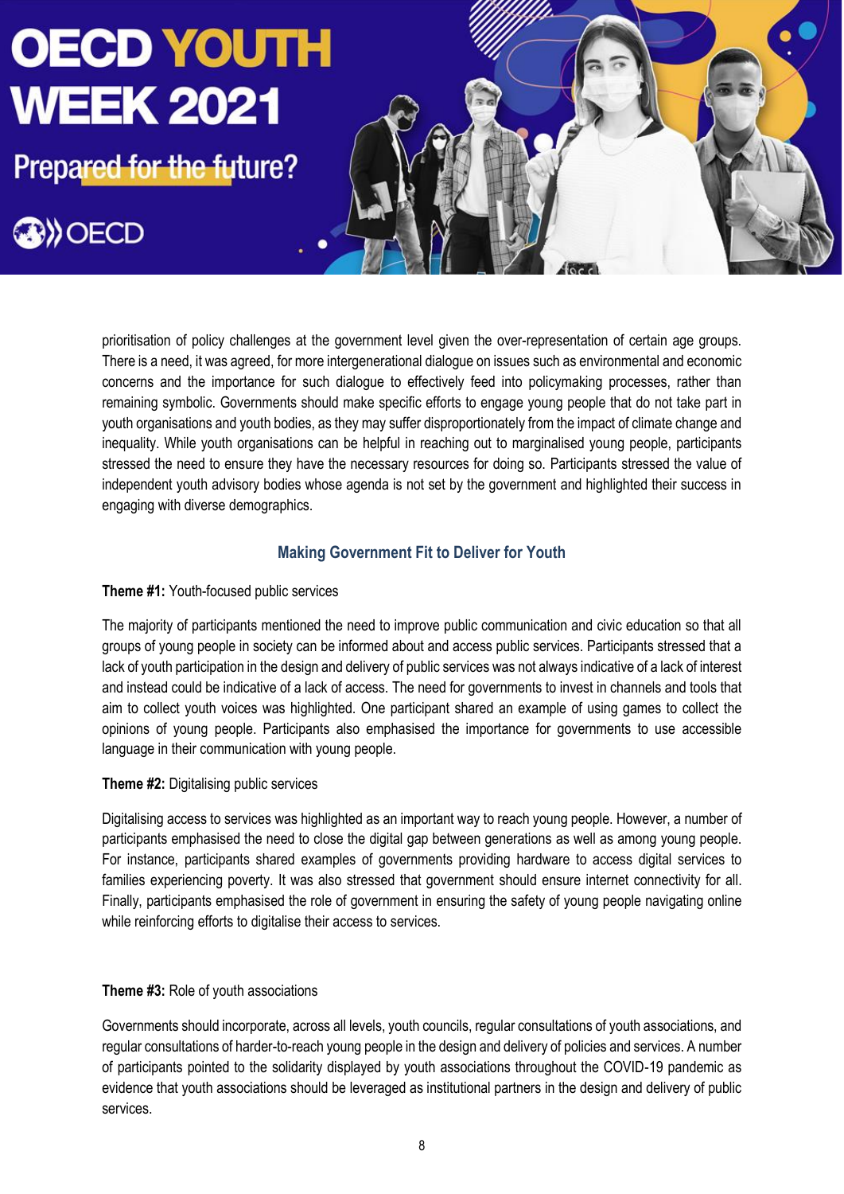prioritisation of policy challenges at the government level given the over-representation of certain age groups. There is a need, it was agreed, for more intergenerational dialogue on issues such as environmental and economic concerns and the importance for such dialogue to effectively feed into policymaking processes, rather than remaining symbolic. Governments should make specific efforts to engage young people that do not take part in youth organisations and youth bodies, as they may suffer disproportionately from the impact of climate change and inequality. While youth organisations can be helpful in reaching out to marginalised young people, participants stressed the need to ensure they have the necessary resources for doing so. Participants stressed the value of independent youth advisory bodies whose agenda is not set by the government and highlighted their success in engaging with diverse demographics.

## Making Government Fit to Deliver for Youth

**Theme #1:** Youth-focused public services

The majority of participants mentioned the need to improve public communication and civic education so that all groups of young people in society can be informed about and access public services. Participants stressed that a lack of youth participation in the design and delivery of public services was not always indicative of a lack of interest and instead could be indicative of a lack of access. The need for governments to invest in channels and tools that aim to collect youth voices was highlighted. One participant shared an example of using games to collect the opinions of young people. Participants also emphasised the importance for governments to use accessible language in their communication with young people.

**Theme #2:** Digitalising public services

Digitalising access to services was highlighted as an important way to reach young people. However, a number of participants emphasised the need to close the digital gap between generations as well as among young people. For instance, participants shared examples of governments providing hardware to access digital services to families experiencing poverty. It was also stressed that government should ensure internet connectivity for all. Finally, participants emphasised the role of government in ensuring the safety of young people navigating online while reinforcing efforts to digitalise their access to services.

**Theme #3:** Role of youth associations

Governments should incorporate, across all levels, youth councils, regular consultations of youth associations, and regular consultations of harder-to-reach young people in the design and delivery of policies and services. A number of participants pointed to the solidarity displayed by youth associations throughout the COVID-19 pandemic as evidence that youth associations should be leveraged as institutional partners in the design and delivery of public services.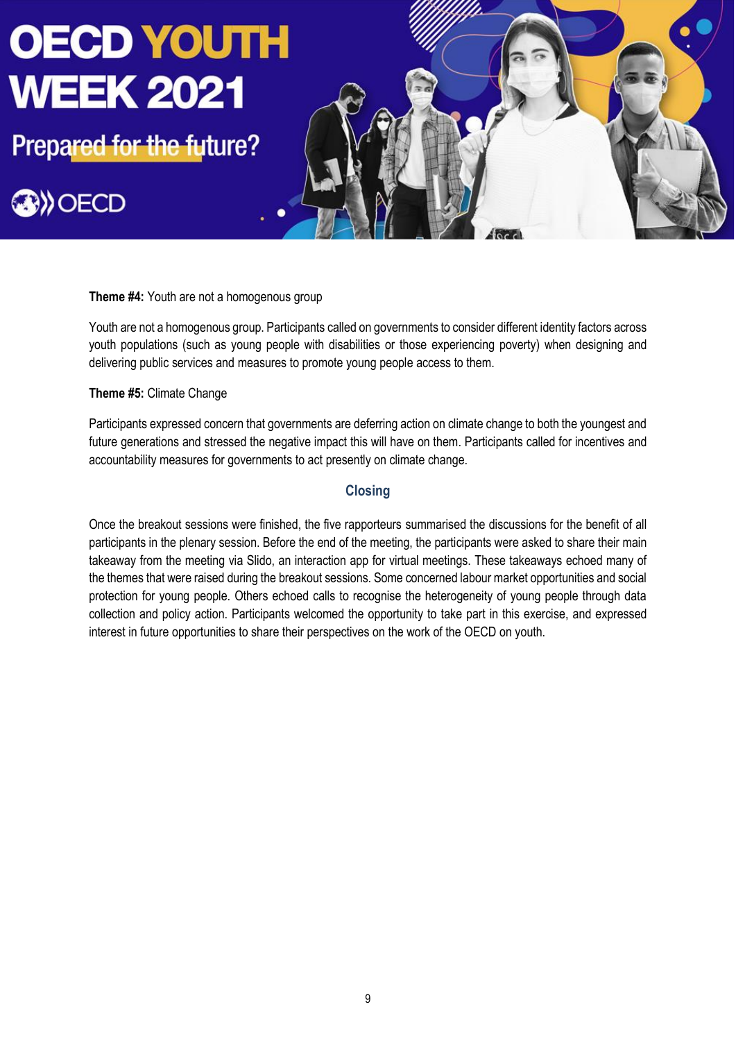**Theme #4:** Youth are not a homogenous group

Youth are not a homogenous group. Participants called on governments to consider different identity factors across youth populations (such as young people with disabilities or those experiencing poverty) when designing and delivering public services and measures to promote young people access to them.

**Theme #5:** Climate Change

Participants expressed concern that governments are deferring action on climate change to both the youngest and future generations and stressed the negative impact this will have on them. Participants called for incentives and accountability measures for governments to act presently on climate change.

## Closing

Once the breakout sessions were finished, the five rapporteurs summarised the discussions for the benefit of all participants in the plenary session. Before the end of the meeting, the participants were asked to share their main takeaway from the meeting via Slido, an interaction app for virtual meetings. These takeaways echoed many of the themes that were raised during the breakout sessions. Some concerned labour market opportunities and social protection for young people. Others echoed calls to recognise the heterogeneity of young people through data collection and policy action. Participants welcomed the opportunity to take part in this exercise, and expressed interest in future opportunities to share their perspectives on the work of the OECD on youth.